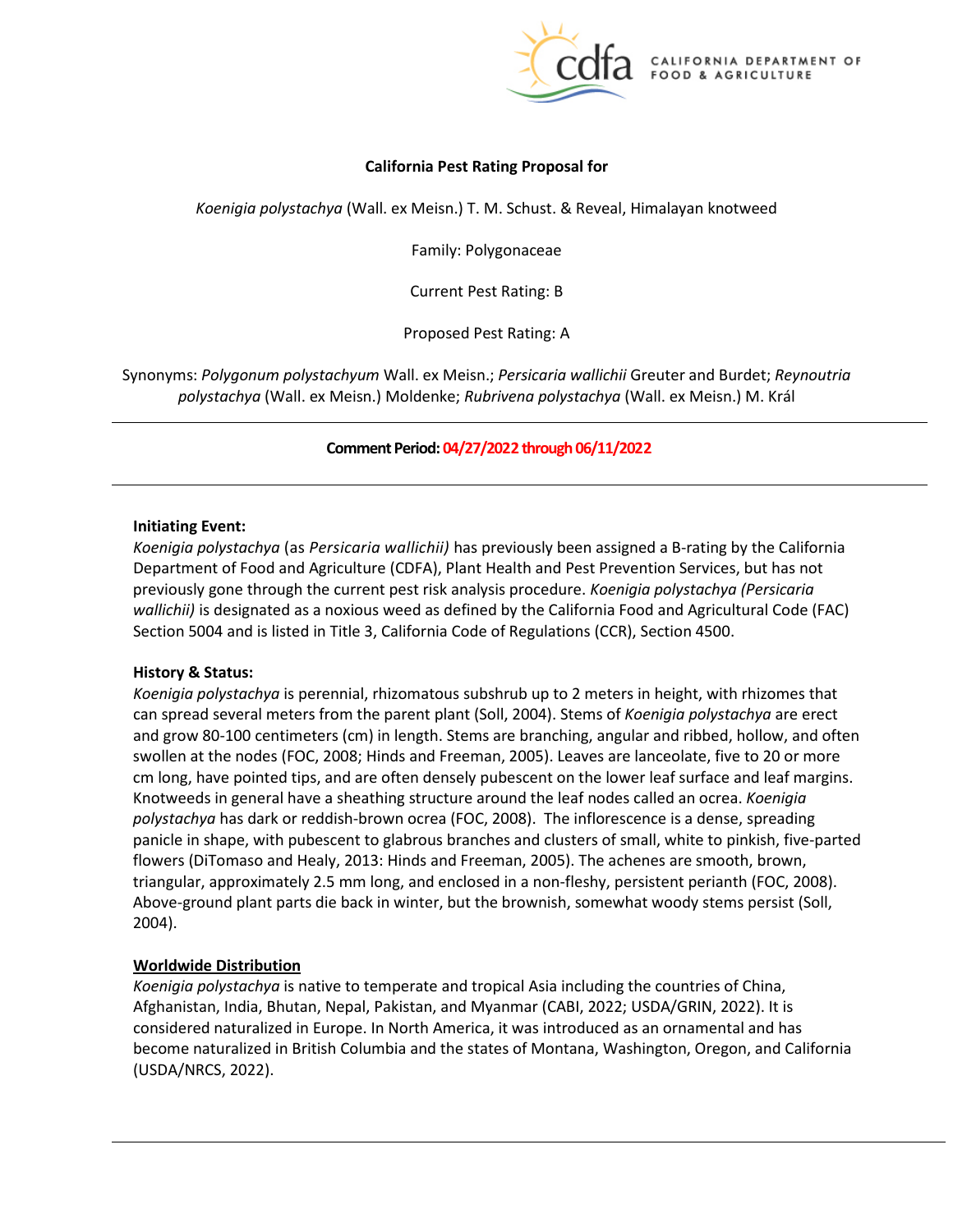**California Pest Rating Proposal for**

*Koenigia polystachya* (Wall. ex Meisn.) T. M. Schust. & Reveal, Himalayan knotweed

Family: Polygonaceae

Current Pest Rating: B

Proposed Pest Rating: A

Synonyms: *Polygonum polystachyum* Wall. ex Meisn.; *Persicaria wallichii* Greuter and Burdet; *Reynoutria polystachya* (Wall. ex Meisn.) Moldenke; *Rubrivena polystachya* (Wall. ex Meisn.) M. Král

---

**Comment Period: 04/27/2022 through 06/11/2022**

---

**Initiating Event:**

*Koenigia polystachya* (as *Persicaria wallichii)* has previously been assigned a B-rating by the California Department of Food and Agriculture (CDFA), Plant Health and Pest Prevention Services, but has not previously gone through the current pest risk analysis procedure. *Koenigia polystachya (Persicaria wallichii)* is designated as a noxious weed as defined by the California Food and Agricultural Code (FAC) Section 5004 and is listed in Title 3, California Code of Regulations (CCR), Section 4500.

**History & Status:**

*Koenigia polystachya* is perennial, rhizomatous subshrub up to 2 meters in height, with rhizomes that can spread several meters from the parent plant (Soll, 2004). Stems of *Koenigia polystachya* are erect and grow 80-100 centimeters (cm) in length. Stems are branching, angular and ribbed, hollow, and often swollen at the nodes (FOC, 2008; Hinds and Freeman, 2005). Leaves are lanceolate, five to 20 or more cm long, have pointed tips, and are often densely pubescent on the lower leaf surface and leaf margins. Knotweeds in general have a sheathing structure around the leaf nodes called an ocrea. *Koenigia polystachya* has dark or reddish-brown ocrea (FOC, 2008). The inflorescence is a dense, spreading panicle in shape, with pubescent to glabrous branches and clusters of small, white to pinkish, five-parted flowers (DiTomaso and Healy, 2013: Hinds and Freeman, 2005). The achenes are smooth, brown, triangular, approximately 2.5 mm long, and enclosed in a non-fleshy, persistent perianth (FOC, 2008). Above-ground plant parts die back in winter, but the brownish, somewhat woody stems persist (Soll, 2004).

**Worldwide Distribution**

*Koenigia polystachya* is native to temperate and tropical Asia including the countries of China, Afghanistan, India, Bhutan, Nepal, Pakistan, and Myanmar (CABI, 2022; USDA/GRIN, 2022). It is considered naturalized in Europe. In North America, it was introduced as an ornamental and has become naturalized in British Columbia and the states of Montana, Washington, Oregon, and California (USDA/NRCS, 2022).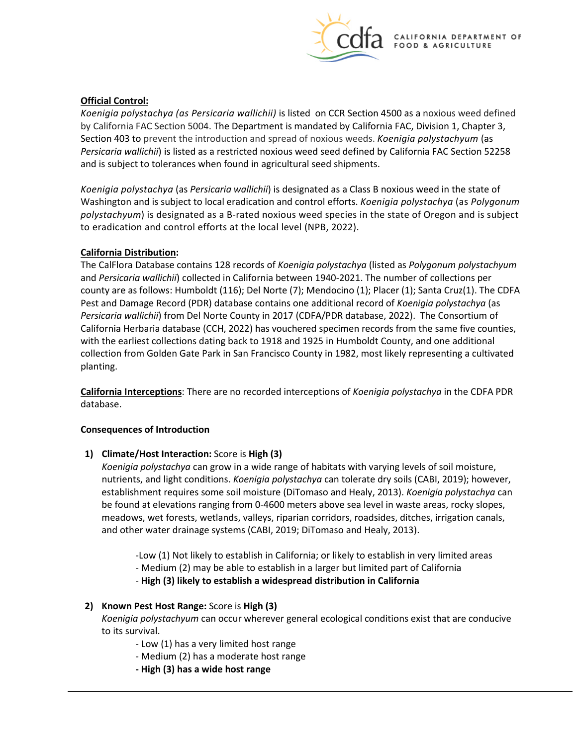**Official Control:**

*Koenigia polystachya (as Persicaria wallichii)* is listed on CCR Section 4500 as a noxious weed defined by California FAC Section 5004. The Department is mandated by California FAC, Division 1, Chapter 3, Section 403 to prevent the introduction and spread of noxious weeds. *Koenigia polystachyum* (as *Persicaria wallichii*) is listed as a restricted noxious weed seed defined by California FAC Section 52258 and is subject to tolerances when found in agricultural seed shipments.

*Koenigia polystachya* (as *Persicaria wallichii*) is designated as a Class B noxious weed in the state of Washington and is subject to local eradication and control efforts. *Koenigia polystachya* (as *Polygonum polystachyum*) is designated as a B-rated noxious weed species in the state of Oregon and is subject to eradication and control efforts at the local level (NPB, 2022).

**California Distribution:**

The CalFlora Database contains 128 records of *Koenigia polystachya* (listed as *Polygonum polystachyum* and *Persicaria wallichii*) collected in California between 1940-2021. The number of collections per county are as follows: Humboldt (116); Del Norte (7); Mendocino (1); Placer (1); Santa Cruz(1). The CDFA Pest and Damage Record (PDR) database contains one additional record of *Koenigia polystachya* (as *Persicaria wallichii*) from Del Norte County in 2017 (CDFA/PDR database, 2022). The Consortium of California Herbaria database (CCH, 2022) has vouchered specimen records from the same five counties, with the earliest collections dating back to 1918 and 1925 in Humboldt County, and one additional collection from Golden Gate Park in San Francisco County in 1982, most likely representing a cultivated planting.

**California Interceptions**: There are no recorded interceptions of *Koenigia polystachya* in the CDFA PDR database.

**Consequences of Introduction**

1) **Climate/Host Interaction:** Score is **High (3)**
   *Koenigia polystachya* can grow in a wide range of habitats with varying levels of soil moisture, nutrients, and light conditions. *Koenigia polystachya* can tolerate dry soils (CABI, 2019); however, establishment requires some soil moisture (DiTomaso and Healy, 2013). *Koenigia polystachya* can be found at elevations ranging from 0-4600 meters above sea level in waste areas, rocky slopes, meadows, wet forests, wetlands, valleys, riparian corridors, roadsides, ditches, irrigation canals, and other water drainage systems (CABI, 2019; DiTomaso and Healy, 2013).

   - Low (1) Not likely to establish in California; or likely to establish in very limited areas
   - Medium (2) may be able to establish in a larger but limited part of California
   - **High (3) likely to establish a widespread distribution in California**

2) **Known Pest Host Range:** Score is **High (3)**
   *Koenigia polystachyum* can occur wherever general ecological conditions exist that are conducive to its survival.

   - Low (1) has a very limited host range
   - Medium (2) has a moderate host range
   - **High (3) has a wide host range**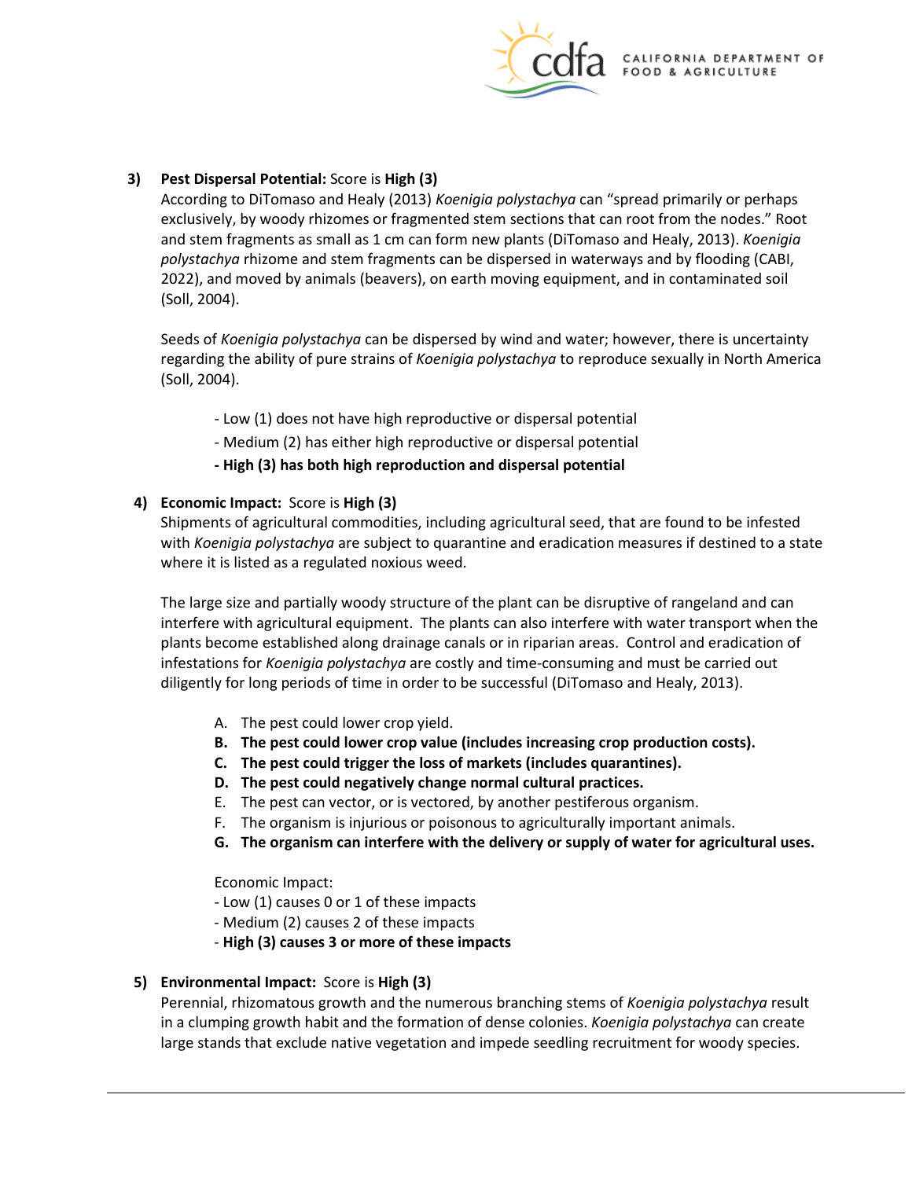3) **Pest Dispersal Potential:** Score is **High (3)**

According to DiTomaso and Healy (2013) *Koenigia polystachya* can "spread primarily or perhaps exclusively, by woody rhizomes or fragmented stem sections that can root from the nodes." Root and stem fragments as small as 1 cm can form new plants (DiTomaso and Healy, 2013). *Koenigia polystachya* rhizome and stem fragments can be dispersed in waterways and by flooding (CABI, 2022), and moved by animals (beavers), on earth moving equipment, and in contaminated soil (Soll, 2004).

Seeds of *Koenigia polystachya* can be dispersed by wind and water; however, there is uncertainty regarding the ability of pure strains of *Koenigia polystachya* to reproduce sexually in North America (Soll, 2004).

- Low (1) does not have high reproductive or dispersal potential
- Medium (2) has either high reproductive or dispersal potential
- **High (3) has both high reproduction and dispersal potential**

4) **Economic Impact:** Score is **High (3)**

Shipments of agricultural commodities, including agricultural seed, that are found to be infested with *Koenigia polystachya* are subject to quarantine and eradication measures if destined to a state where it is listed as a regulated noxious weed.

The large size and partially woody structure of the plant can be disruptive of rangeland and can interfere with agricultural equipment. The plants can also interfere with water transport when the plants become established along drainage canals or in riparian areas. Control and eradication of infestations for *Koenigia polystachya* are costly and time-consuming and must be carried out diligently for long periods of time in order to be successful (DiTomaso and Healy, 2013).

A. The pest could lower crop yield.
**B. The pest could lower crop value (includes increasing crop production costs).**
**C. The pest could trigger the loss of markets (includes quarantines).**
**D. The pest could negatively change normal cultural practices.**
E. The pest can vector, or is vectored, by another pestiferous organism.
F. The organism is injurious or poisonous to agriculturally important animals.
**G. The organism can interfere with the delivery or supply of water for agricultural uses.**

Economic Impact:
- Low (1) causes 0 or 1 of these impacts
- Medium (2) causes 2 of these impacts
- **High (3) causes 3 or more of these impacts**

5) **Environmental Impact:** Score is **High (3)**

Perennial, rhizomatous growth and the numerous branching stems of *Koenigia polystachya* result in a clumping growth habit and the formation of dense colonies. *Koenigia polystachya* can create large stands that exclude native vegetation and impede seedling recruitment for woody species.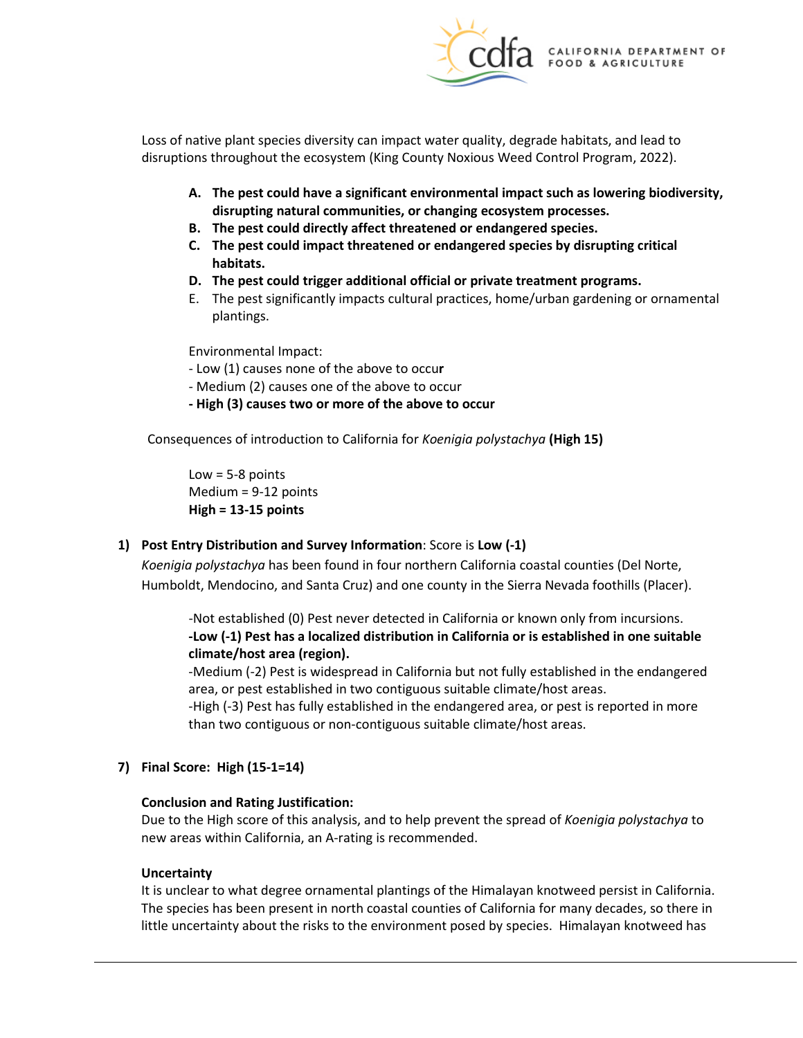Loss of native plant species diversity can impact water quality, degrade habitats, and lead to disruptions throughout the ecosystem (King County Noxious Weed Control Program, 2022).

- **A. The pest could have a significant environmental impact such as lowering biodiversity, disrupting natural communities, or changing ecosystem processes.**
- **B. The pest could directly affect threatened or endangered species.**
- **C. The pest could impact threatened or endangered species by disrupting critical habitats.**
- **D. The pest could trigger additional official or private treatment programs.**
- E. The pest significantly impacts cultural practices, home/urban gardening or ornamental plantings.

Environmental Impact:
- Low (1) causes none of the above to occur
- Medium (2) causes one of the above to occur
- **High (3) causes two or more of the above to occur**

Consequences of introduction to California for *Koenigia polystachya* **(High 15)**

Low = 5-8 points
Medium = 9-12 points
**High = 13-15 points**

**1) Post Entry Distribution and Survey Information**: Score is **Low (-1)**

*Koenigia polystachya* has been found in four northern California coastal counties (Del Norte, Humboldt, Mendocino, and Santa Cruz) and one county in the Sierra Nevada foothills (Placer).

-Not established (0) Pest never detected in California or known only from incursions.
**-Low (-1) Pest has a localized distribution in California or is established in one suitable climate/host area (region).**
-Medium (-2) Pest is widespread in California but not fully established in the endangered area, or pest established in two contiguous suitable climate/host areas.
-High (-3) Pest has fully established in the endangered area, or pest is reported in more than two contiguous or non-contiguous suitable climate/host areas.

**7) Final Score: High (15-1=14)**

**Conclusion and Rating Justification:**

Due to the High score of this analysis, and to help prevent the spread of *Koenigia polystachya* to new areas within California, an A-rating is recommended.

**Uncertainty**

It is unclear to what degree ornamental plantings of the Himalayan knotweed persist in California. The species has been present in north coastal counties of California for many decades, so there in little uncertainty about the risks to the environment posed by species. Himalayan knotweed has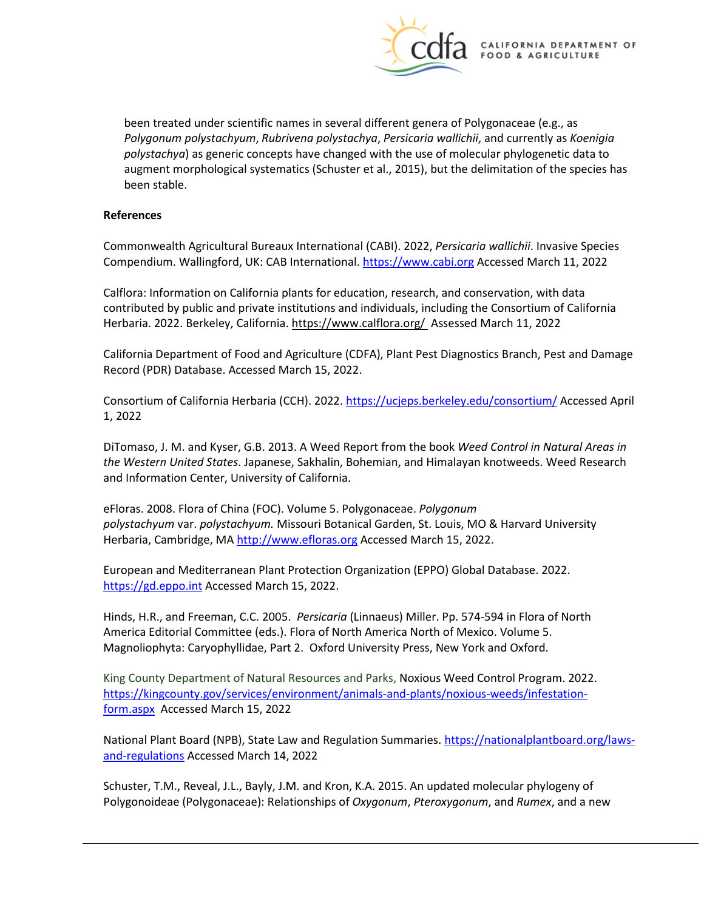been treated under scientific names in several different genera of Polygonaceae (e.g., as *Polygonum polystachyum*, *Rubrivena polystachya*, *Persicaria wallichii*, and currently as *Koenigia polystachya*) as generic concepts have changed with the use of molecular phylogenetic data to augment morphological systematics (Schuster et al., 2015), but the delimitation of the species has been stable.

**References**

Commonwealth Agricultural Bureaux International (CABI). 2022, *Persicaria wallichii*. Invasive Species Compendium. Wallingford, UK: CAB International. https://www.cabi.org Accessed March 11, 2022

Calflora: Information on California plants for education, research, and conservation, with data contributed by public and private institutions and individuals, including the Consortium of California Herbaria. 2022. Berkeley, California. https://www.calflora.org/ Assessed March 11, 2022

California Department of Food and Agriculture (CDFA), Plant Pest Diagnostics Branch, Pest and Damage Record (PDR) Database. Accessed March 15, 2022.

Consortium of California Herbaria (CCH). 2022. https://ucjeps.berkeley.edu/consortium/ Accessed April 1, 2022

DiTomaso, J. M. and Kyser, G.B. 2013. A Weed Report from the book *Weed Control in Natural Areas in the Western United States*. Japanese, Sakhalin, Bohemian, and Himalayan knotweeds. Weed Research and Information Center, University of California.

eFloras. 2008. Flora of China (FOC). Volume 5. Polygonaceae. *Polygonum polystachyum* var. *polystachyum.* Missouri Botanical Garden, St. Louis, MO & Harvard University Herbaria, Cambridge, MA http://www.efloras.org Accessed March 15, 2022.

European and Mediterranean Plant Protection Organization (EPPO) Global Database. 2022. https://gd.eppo.int Accessed March 15, 2022.

Hinds, H.R., and Freeman, C.C. 2005. *Persicaria* (Linnaeus) Miller. Pp. 574-594 in Flora of North America Editorial Committee (eds.). Flora of North America North of Mexico. Volume 5. Magnoliophyta: Caryophyllidae, Part 2. Oxford University Press, New York and Oxford.

King County Department of Natural Resources and Parks, Noxious Weed Control Program. 2022. https://kingcounty.gov/services/environment/animals-and-plants/noxious-weeds/infestation-form.aspx Accessed March 15, 2022

National Plant Board (NPB), State Law and Regulation Summaries. https://nationalplantboard.org/laws-and-regulations Accessed March 14, 2022

Schuster, T.M., Reveal, J.L., Bayly, J.M. and Kron, K.A. 2015. An updated molecular phylogeny of Polygonoideae (Polygonaceae): Relationships of *Oxygonum*, *Pteroxygonum*, and *Rumex*, and a new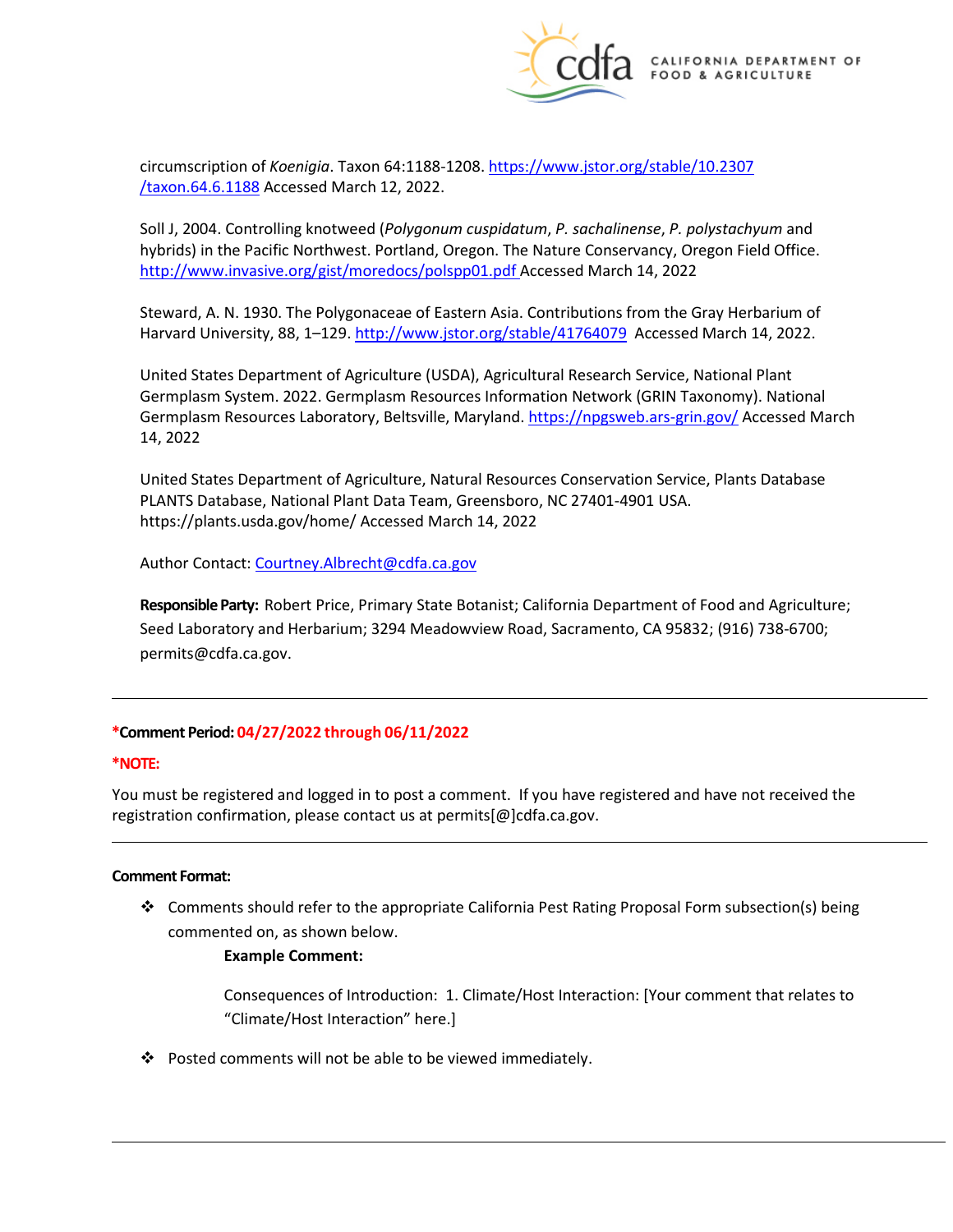circumscription of *Koenigia*. Taxon 64:1188-1208. [https://www.jstor.org/stable/10.2307/taxon.64.6.1188](https://www.jstor.org/stable/10.2307/taxon.64.6.1188) Accessed March 12, 2022.

Soll J, 2004. Controlling knotweed (*Polygonum cuspidatum*, *P. sachalinense*, *P. polystachyum* and hybrids) in the Pacific Northwest. Portland, Oregon. The Nature Conservancy, Oregon Field Office. [http://www.invasive.org/gist/moredocs/polspp01.pdf](http://www.invasive.org/gist/moredocs/polspp01.pdf) Accessed March 14, 2022

Steward, A. N. 1930. The Polygonaceae of Eastern Asia. Contributions from the Gray Herbarium of Harvard University, 88, 1–129. [http://www.jstor.org/stable/41764079](http://www.jstor.org/stable/41764079) Accessed March 14, 2022.

United States Department of Agriculture (USDA), Agricultural Research Service, National Plant Germplasm System. 2022. Germplasm Resources Information Network (GRIN Taxonomy). National Germplasm Resources Laboratory, Beltsville, Maryland. [https://npgsweb.ars-grin.gov/](https://npgsweb.ars-grin.gov/) Accessed March 14, 2022

United States Department of Agriculture, Natural Resources Conservation Service, Plants Database PLANTS Database, National Plant Data Team, Greensboro, NC 27401-4901 USA. https://plants.usda.gov/home/ Accessed March 14, 2022

Author Contact: [Courtney.Albrecht@cdfa.ca.gov](mailto:Courtney.Albrecht@cdfa.ca.gov)

**Responsible Party:** Robert Price, Primary State Botanist; California Department of Food and Agriculture; Seed Laboratory and Herbarium; 3294 Meadowview Road, Sacramento, CA 95832; (916) 738-6700; permits@cdfa.ca.gov.

---

***Comment Period:** **04/27/2022 through 06/11/2022**

***NOTE:**

You must be registered and logged in to post a comment. If you have registered and have not received the registration confirmation, please contact us at permits[@]cdfa.ca.gov.

---

**Comment Format:**

- Comments should refer to the appropriate California Pest Rating Proposal Form subsection(s) being commented on, as shown below.

  **Example Comment:**

  Consequences of Introduction: 1. Climate/Host Interaction: [Your comment that relates to "Climate/Host Interaction" here.]

- Posted comments will not be able to be viewed immediately.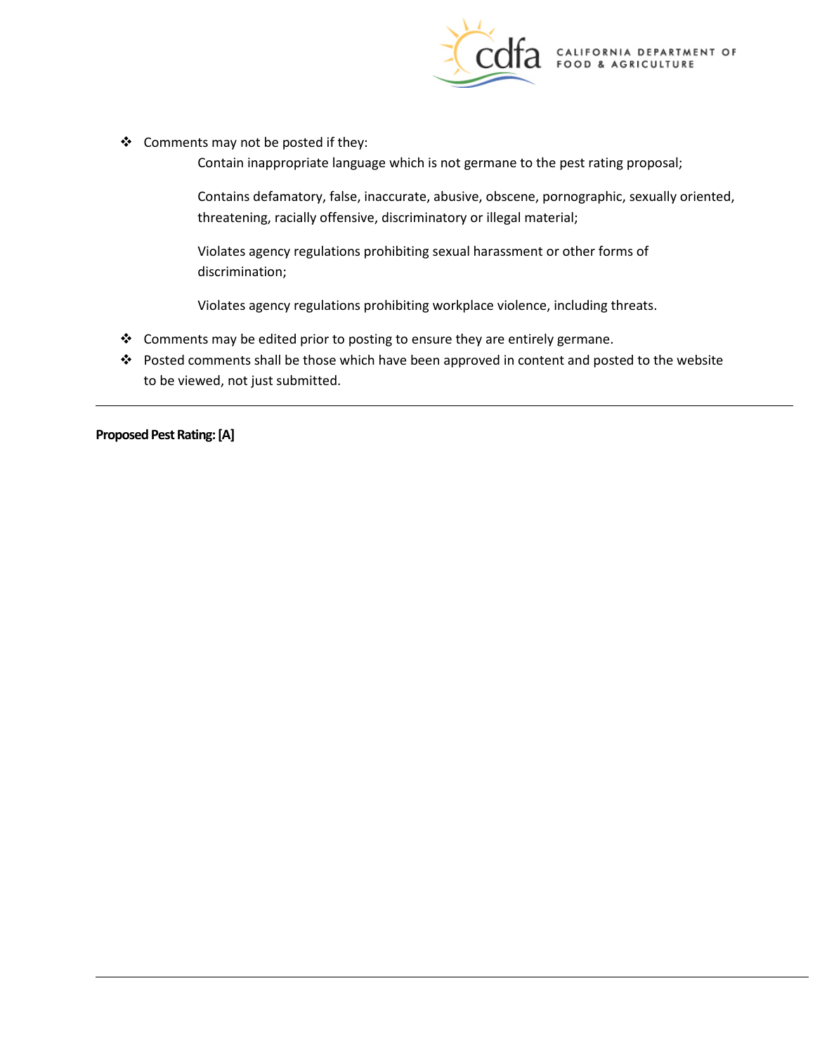- Comments may not be posted if they:

  Contain inappropriate language which is not germane to the pest rating proposal;

  Contains defamatory, false, inaccurate, abusive, obscene, pornographic, sexually oriented, threatening, racially offensive, discriminatory or illegal material;

  Violates agency regulations prohibiting sexual harassment or other forms of discrimination;

  Violates agency regulations prohibiting workplace violence, including threats.

- Comments may be edited prior to posting to ensure they are entirely germane.
- Posted comments shall be those which have been approved in content and posted to the website to be viewed, not just submitted.

---

**Proposed Pest Rating: [A]**